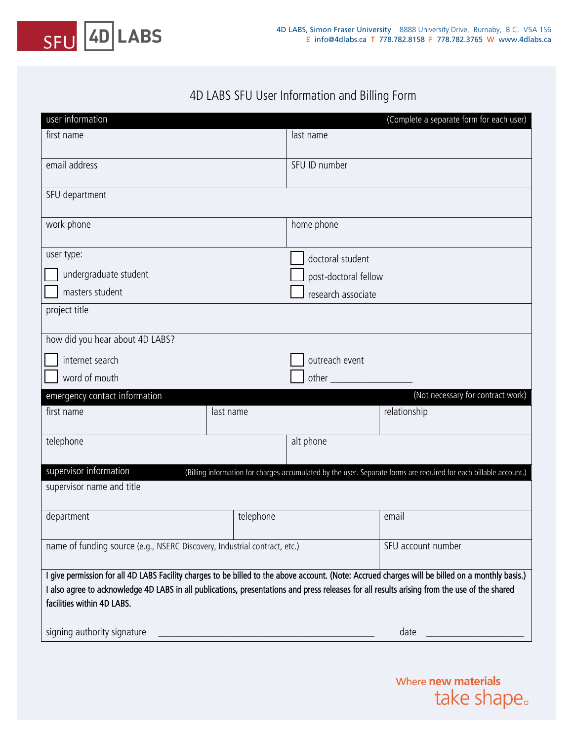SFU 4D LABS

4D LABS, Simon Fraser University 8888 University Drive, Burnaby, B.C. V5A 1S6
E info@4dlabs.ca T 778.782.8158 F 778.782.3765 W www.4dlabs.ca

# 4D LABS SFU User Information and Billing Form

| user information | (Complete a separate form for each user) |
|---|---|
| first name | last name |
| email address | SFU ID number |
| SFU department | |
| work phone | home phone |
| user type: ☐ undergraduate student ☐ masters student | ☐ doctoral student ☐ post-doctoral fellow ☐ research associate |
| project title | |
| how did you hear about 4D LABS? ☐ internet search ☐ word of mouth | ☐ outreach event ☐ other ________________ |

| emergency contact information | | (Not necessary for contract work) |
|---|---|---|
| first name | last name | relationship |
| telephone | alt phone | |

| supervisor information | (Billing information for charges accumulated by the user. Separate forms are required for each billable account.) | |
|---|---|---|
| supervisor name and title | | |
| department | telephone | email |
| name of funding source (e.g., NSERC Discovery, Industrial contract, etc.) | | SFU account number |

I give permission for all 4D LABS Facility charges to be billed to the above account. (Note: Accrued charges will be billed on a monthly basis.) I also agree to acknowledge 4D LABS in all publications, presentations and press releases for all results arising from the use of the shared facilities within 4D LABS.

signing authority signature ______________________________ date ________________

Where **new materials** take shape.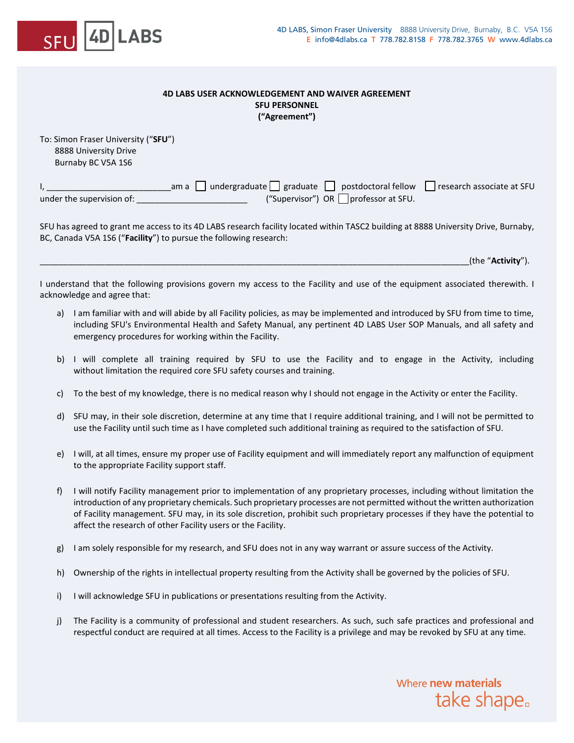**4D LABS USER ACKNOWLEDGEMENT AND WAIVER AGREEMENT**
**SFU PERSONNEL**
**(“Agreement”)**

To: Simon Fraser University (“**SFU**”)
8888 University Drive
Burnaby BC V5A 1S6

I, ___________________________am a ☐ undergraduate ☐ graduate ☐ postdoctoral fellow ☐ research associate at SFU under the supervision of: ________________________ (“Supervisor”) OR ☐ professor at SFU.

SFU has agreed to grant me access to its 4D LABS research facility located within TASC2 building at 8888 University Drive, Burnaby, BC, Canada V5A 1S6 (“**Facility**”) to pursue the following research:

_______________________________________________________________________________________(the “**Activity**”).

I understand that the following provisions govern my access to the Facility and use of the equipment associated therewith. I acknowledge and agree that:

a) I am familiar with and will abide by all Facility policies, as may be implemented and introduced by SFU from time to time, including SFU's Environmental Health and Safety Manual, any pertinent 4D LABS User SOP Manuals, and all safety and emergency procedures for working within the Facility.

b) I will complete all training required by SFU to use the Facility and to engage in the Activity, including without limitation the required core SFU safety courses and training.

c) To the best of my knowledge, there is no medical reason why I should not engage in the Activity or enter the Facility.

d) SFU may, in their sole discretion, determine at any time that I require additional training, and I will not be permitted to use the Facility until such time as I have completed such additional training as required to the satisfaction of SFU.

e) I will, at all times, ensure my proper use of Facility equipment and will immediately report any malfunction of equipment to the appropriate Facility support staff.

f) I will notify Facility management prior to implementation of any proprietary processes, including without limitation the introduction of any proprietary chemicals. Such proprietary processes are not permitted without the written authorization of Facility management. SFU may, in its sole discretion, prohibit such proprietary processes if they have the potential to affect the research of other Facility users or the Facility.

g) I am solely responsible for my research, and SFU does not in any way warrant or assure success of the Activity.

h) Ownership of the rights in intellectual property resulting from the Activity shall be governed by the policies of SFU.

i) I will acknowledge SFU in publications or presentations resulting from the Activity.

j) The Facility is a community of professional and student researchers. As such, such safe practices and professional and respectful conduct are required at all times. Access to the Facility is a privilege and may be revoked by SFU at any time.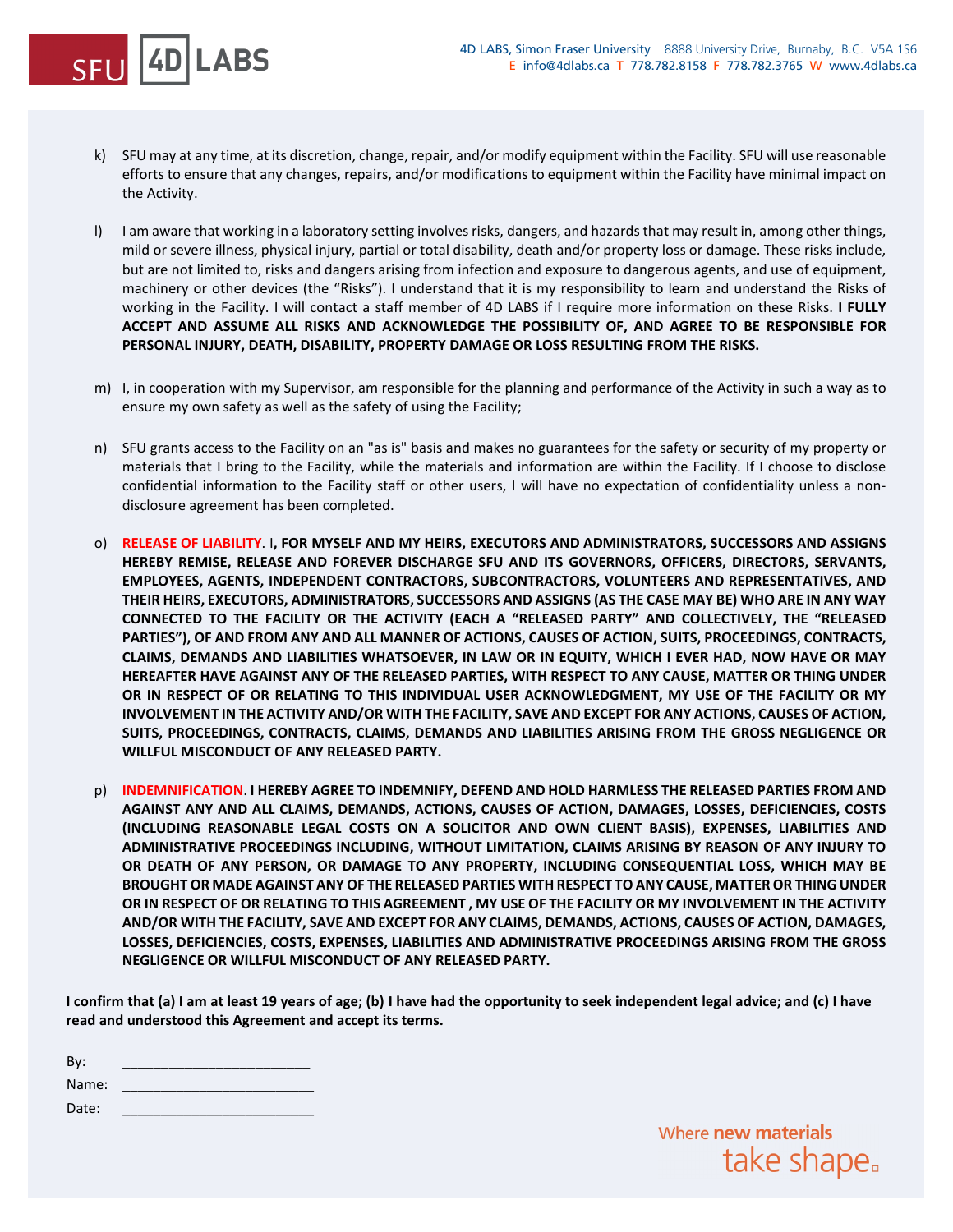k) SFU may at any time, at its discretion, change, repair, and/or modify equipment within the Facility. SFU will use reasonable efforts to ensure that any changes, repairs, and/or modifications to equipment within the Facility have minimal impact on the Activity.

l) I am aware that working in a laboratory setting involves risks, dangers, and hazards that may result in, among other things, mild or severe illness, physical injury, partial or total disability, death and/or property loss or damage. These risks include, but are not limited to, risks and dangers arising from infection and exposure to dangerous agents, and use of equipment, machinery or other devices (the "Risks"). I understand that it is my responsibility to learn and understand the Risks of working in the Facility. I will contact a staff member of 4D LABS if I require more information on these Risks. **I FULLY ACCEPT AND ASSUME ALL RISKS AND ACKNOWLEDGE THE POSSIBILITY OF, AND AGREE TO BE RESPONSIBLE FOR PERSONAL INJURY, DEATH, DISABILITY, PROPERTY DAMAGE OR LOSS RESULTING FROM THE RISKS.**

m) I, in cooperation with my Supervisor, am responsible for the planning and performance of the Activity in such a way as to ensure my own safety as well as the safety of using the Facility;

n) SFU grants access to the Facility on an "as is" basis and makes no guarantees for the safety or security of my property or materials that I bring to the Facility, while the materials and information are within the Facility. If I choose to disclose confidential information to the Facility staff or other users, I will have no expectation of confidentiality unless a non-disclosure agreement has been completed.

o) **RELEASE OF LIABILITY**. I**, FOR MYSELF AND MY HEIRS, EXECUTORS AND ADMINISTRATORS, SUCCESSORS AND ASSIGNS HEREBY REMISE, RELEASE AND FOREVER DISCHARGE SFU AND ITS GOVERNORS, OFFICERS, DIRECTORS, SERVANTS, EMPLOYEES, AGENTS, INDEPENDENT CONTRACTORS, SUBCONTRACTORS, VOLUNTEERS AND REPRESENTATIVES, AND THEIR HEIRS, EXECUTORS, ADMINISTRATORS, SUCCESSORS AND ASSIGNS (AS THE CASE MAY BE) WHO ARE IN ANY WAY CONNECTED TO THE FACILITY OR THE ACTIVITY (EACH A "RELEASED PARTY" AND COLLECTIVELY, THE "RELEASED PARTIES"), OF AND FROM ANY AND ALL MANNER OF ACTIONS, CAUSES OF ACTION, SUITS, PROCEEDINGS, CONTRACTS, CLAIMS, DEMANDS AND LIABILITIES WHATSOEVER, IN LAW OR IN EQUITY, WHICH I EVER HAD, NOW HAVE OR MAY HEREAFTER HAVE AGAINST ANY OF THE RELEASED PARTIES, WITH RESPECT TO ANY CAUSE, MATTER OR THING UNDER OR IN RESPECT OF OR RELATING TO THIS INDIVIDUAL USER ACKNOWLEDGMENT, MY USE OF THE FACILITY OR MY INVOLVEMENT IN THE ACTIVITY AND/OR WITH THE FACILITY, SAVE AND EXCEPT FOR ANY ACTIONS, CAUSES OF ACTION, SUITS, PROCEEDINGS, CONTRACTS, CLAIMS, DEMANDS AND LIABILITIES ARISING FROM THE GROSS NEGLIGENCE OR WILLFUL MISCONDUCT OF ANY RELEASED PARTY.**

p) **INDEMNIFICATION. I HEREBY AGREE TO INDEMNIFY, DEFEND AND HOLD HARMLESS THE RELEASED PARTIES FROM AND AGAINST ANY AND ALL CLAIMS, DEMANDS, ACTIONS, CAUSES OF ACTION, DAMAGES, LOSSES, DEFICIENCIES, COSTS (INCLUDING REASONABLE LEGAL COSTS ON A SOLICITOR AND OWN CLIENT BASIS), EXPENSES, LIABILITIES AND ADMINISTRATIVE PROCEEDINGS INCLUDING, WITHOUT LIMITATION, CLAIMS ARISING BY REASON OF ANY INJURY TO OR DEATH OF ANY PERSON, OR DAMAGE TO ANY PROPERTY, INCLUDING CONSEQUENTIAL LOSS, WHICH MAY BE BROUGHT OR MADE AGAINST ANY OF THE RELEASED PARTIES WITH RESPECT TO ANY CAUSE, MATTER OR THING UNDER OR IN RESPECT OF OR RELATING TO THIS AGREEMENT , MY USE OF THE FACILITY OR MY INVOLVEMENT IN THE ACTIVITY AND/OR WITH THE FACILITY, SAVE AND EXCEPT FOR ANY CLAIMS, DEMANDS, ACTIONS, CAUSES OF ACTION, DAMAGES, LOSSES, DEFICIENCIES, COSTS, EXPENSES, LIABILITIES AND ADMINISTRATIVE PROCEEDINGS ARISING FROM THE GROSS NEGLIGENCE OR WILLFUL MISCONDUCT OF ANY RELEASED PARTY.**

**I confirm that (a) I am at least 19 years of age; (b) I have had the opportunity to seek independent legal advice; and (c) I have read and understood this Agreement and accept its terms.**

By: \_\_\_\_\_\_\_\_\_\_\_\_\_\_\_\_\_\_\_\_\_\_\_\_\_

Name: \_\_\_\_\_\_\_\_\_\_\_\_\_\_\_\_\_\_\_\_\_\_\_\_\_

Date: \_\_\_\_\_\_\_\_\_\_\_\_\_\_\_\_\_\_\_\_\_\_\_\_\_